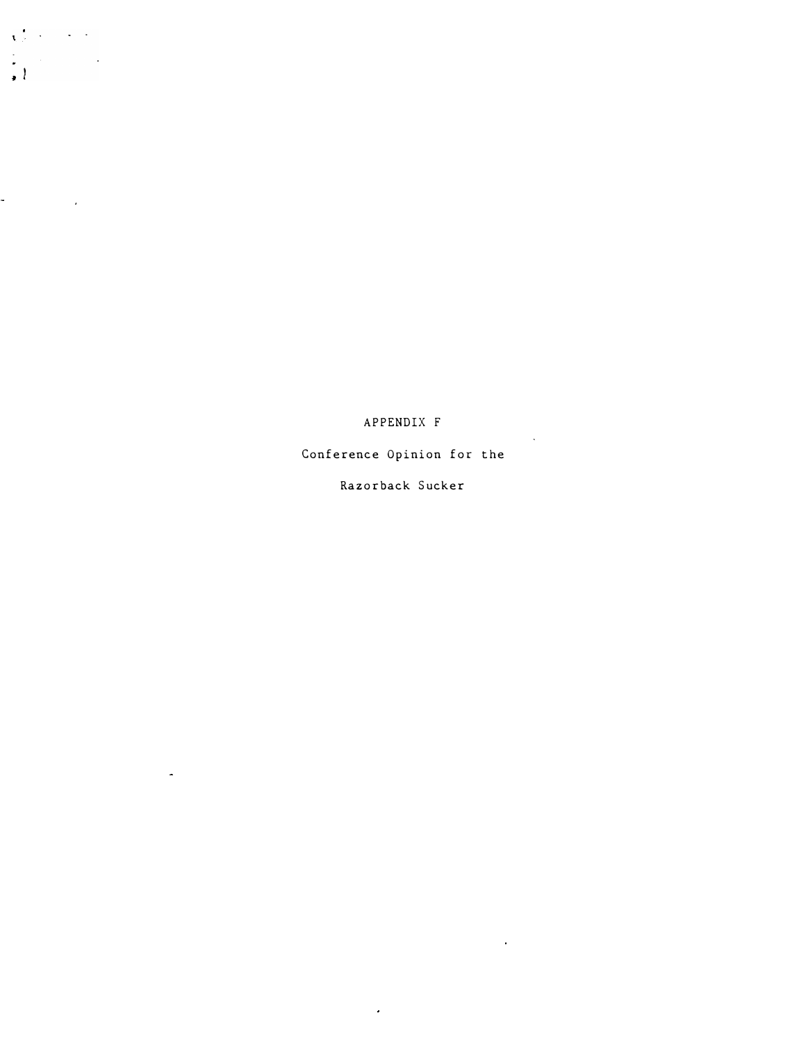# APPENDIX F

## Conference Opinion for the Razorback Sucker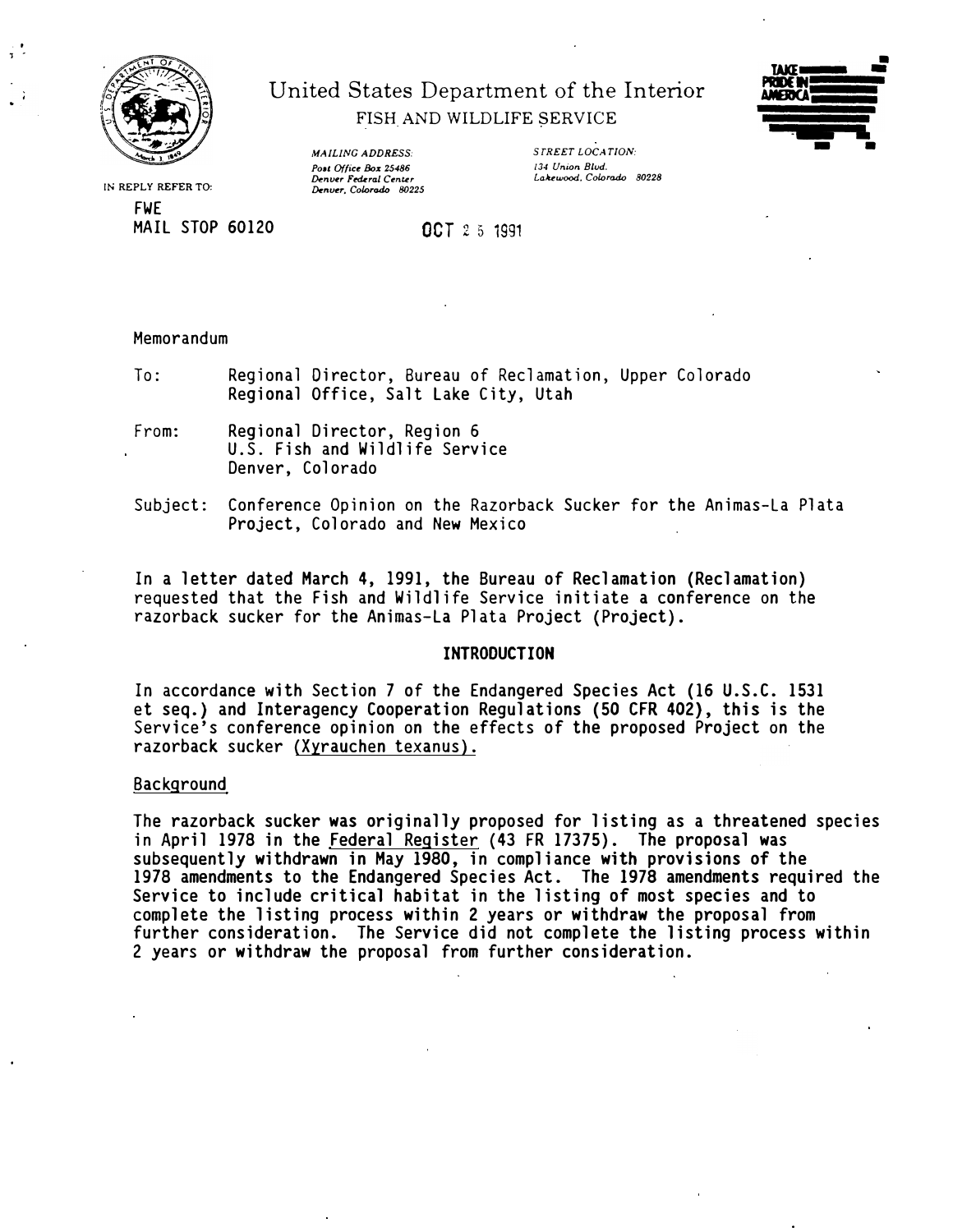United States Department of the Interior

FISH AND WILDLIFE SERVICE

*MAILING ADDRESS:*
*Post Office Box 25486*
*Denver Federal Center*
*Denver, Colorado 80225*

*STREET LOCATION:*
*134 Union Blvd.*
*Lakewood, Colorado 80228*

IN REPLY REFER TO:
FWE
MAIL STOP 60120

OCT 25 1991

Memorandum

To: Regional Director, Bureau of Reclamation, Upper Colorado Regional Office, Salt Lake City, Utah

From: Regional Director, Region 6
U.S. Fish and Wildlife Service
Denver, Colorado

Subject: Conference Opinion on the Razorback Sucker for the Animas-La Plata Project, Colorado and New Mexico

In a letter dated March 4, 1991, the Bureau of Reclamation (Reclamation) requested that the Fish and Wildlife Service initiate a conference on the razorback sucker for the Animas-La Plata Project (Project).

## INTRODUCTION

In accordance with Section 7 of the Endangered Species Act (16 U.S.C. 1531 et seq.) and Interagency Cooperation Regulations (50 CFR 402), this is the Service's conference opinion on the effects of the proposed Project on the razorback sucker (*Xyrauchen texanus*).

### Background

The razorback sucker was originally proposed for listing as a threatened species in April 1978 in the *Federal Register* (43 FR 17375). The proposal was subsequently withdrawn in May 1980, in compliance with provisions of the 1978 amendments to the Endangered Species Act. The 1978 amendments required the Service to include critical habitat in the listing of most species and to complete the listing process within 2 years or withdraw the proposal from further consideration. The Service did not complete the listing process within 2 years or withdraw the proposal from further consideration.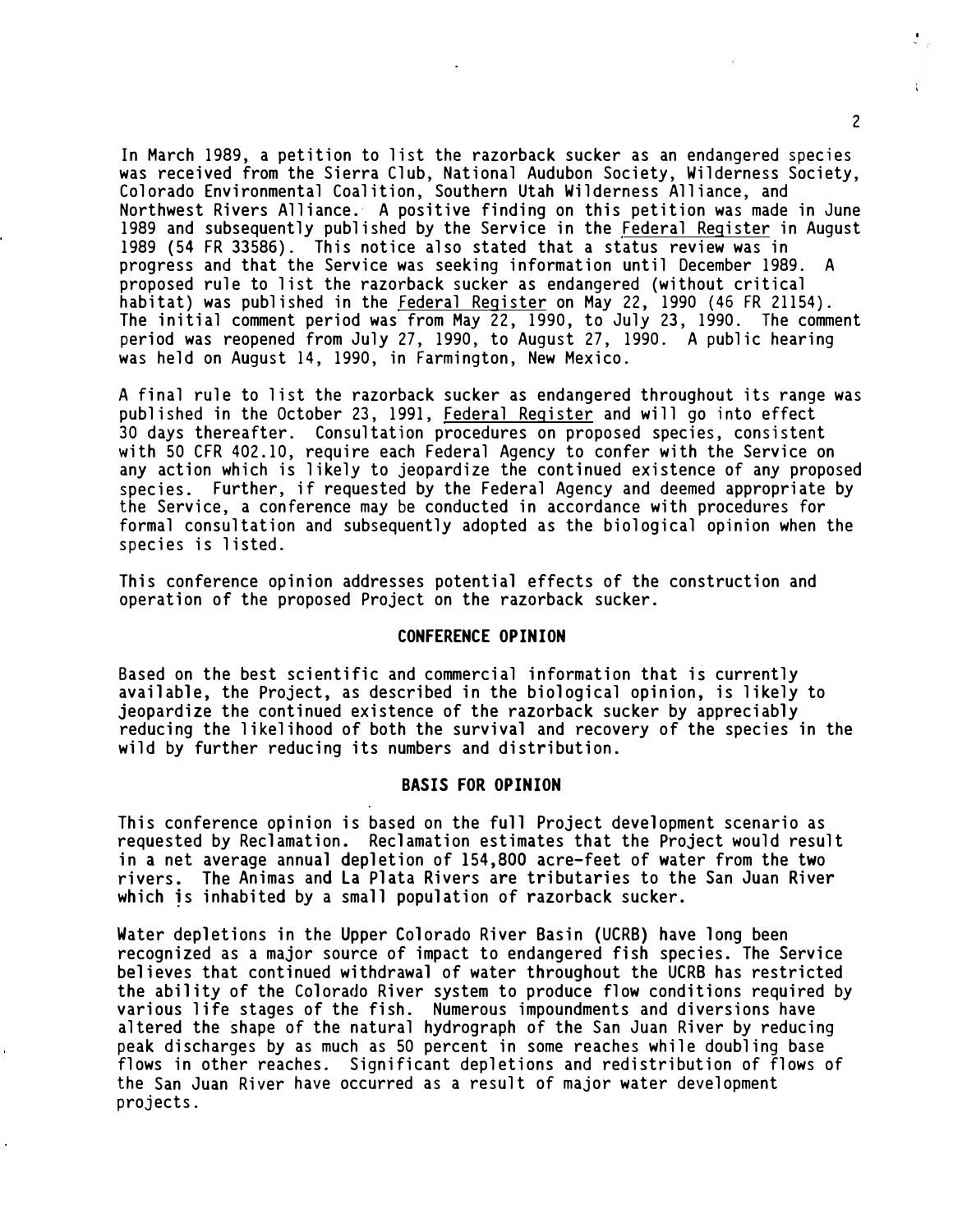In March 1989, a petition to list the razorback sucker as an endangered species was received from the Sierra Club, National Audubon Society, Wilderness Society, Colorado Environmental Coalition, Southern Utah Wilderness Alliance, and Northwest Rivers Alliance. A positive finding on this petition was made in June 1989 and subsequently published by the Service in the Federal Register in August 1989 (54 FR 33586). This notice also stated that a status review was in progress and that the Service was seeking information until December 1989. A proposed rule to list the razorback sucker as endangered (without critical habitat) was published in the Federal Register on May 22, 1990 (46 FR 21154). The initial comment period was from May 22, 1990, to July 23, 1990. The comment period was reopened from July 27, 1990, to August 27, 1990. A public hearing was held on August 14, 1990, in Farmington, New Mexico.

A final rule to list the razorback sucker as endangered throughout its range was published in the October 23, 1991, Federal Register and will go into effect 30 days thereafter. Consultation procedures on proposed species, consistent with 50 CFR 402.10, require each Federal Agency to confer with the Service on any action which is likely to jeopardize the continued existence of any proposed species. Further, if requested by the Federal Agency and deemed appropriate by the Service, a conference may be conducted in accordance with procedures for formal consultation and subsequently adopted as the biological opinion when the species is listed.

This conference opinion addresses potential effects of the construction and operation of the proposed Project on the razorback sucker.

## CONFERENCE OPINION

Based on the best scientific and commercial information that is currently available, the Project, as described in the biological opinion, is likely to jeopardize the continued existence of the razorback sucker by appreciably reducing the likelihood of both the survival and recovery of the species in the wild by further reducing its numbers and distribution.

## BASIS FOR OPINION

This conference opinion is based on the full Project development scenario as requested by Reclamation. Reclamation estimates that the Project would result in a net average annual depletion of 154,800 acre-feet of water from the two rivers. The Animas and La Plata Rivers are tributaries to the San Juan River which is inhabited by a small population of razorback sucker.

Water depletions in the Upper Colorado River Basin (UCRB) have long been recognized as a major source of impact to endangered fish species. The Service believes that continued withdrawal of water throughout the UCRB has restricted the ability of the Colorado River system to produce flow conditions required by various life stages of the fish. Numerous impoundments and diversions have altered the shape of the natural hydrograph of the San Juan River by reducing peak discharges by as much as 50 percent in some reaches while doubling base flows in other reaches. Significant depletions and redistribution of flows of the San Juan River have occurred as a result of major water development projects.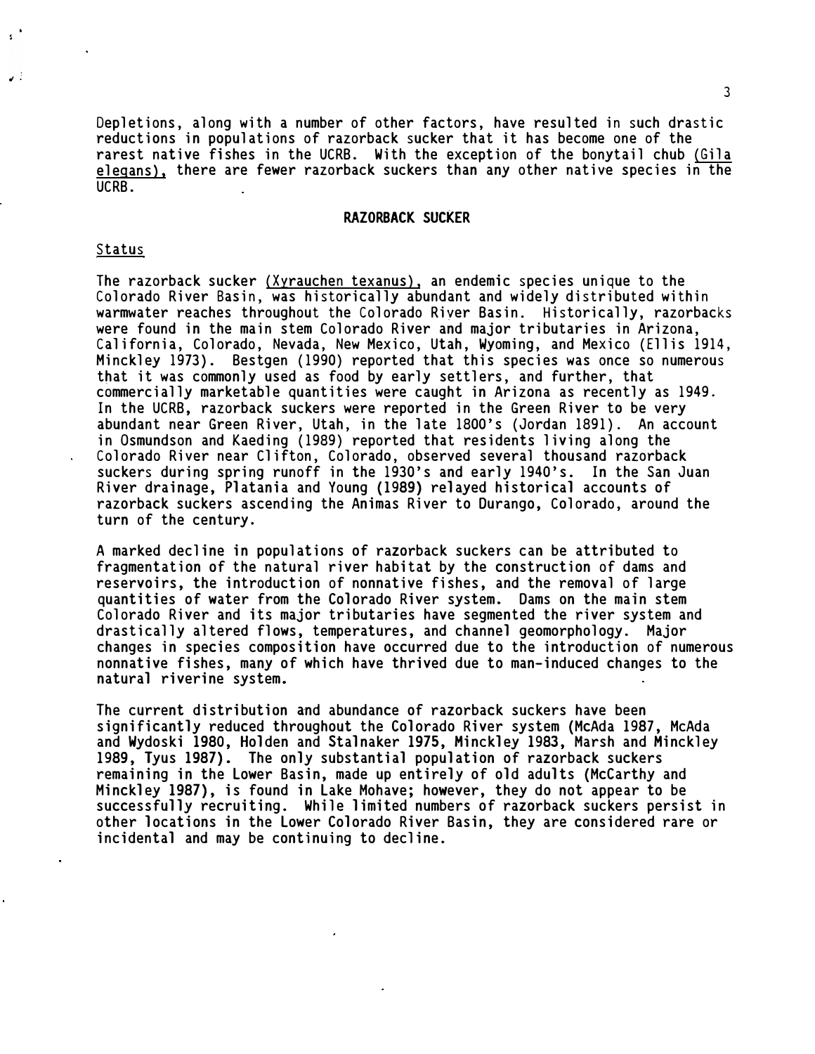Depletions, along with a number of other factors, have resulted in such drastic reductions in populations of razorback sucker that it has become one of the rarest native fishes in the UCRB. With the exception of the bonytail chub (*Gila elegans*), there are fewer razorback suckers than any other native species in the UCRB.

## RAZORBACK SUCKER

### Status

The razorback sucker (*Xyrauchen texanus*), an endemic species unique to the Colorado River Basin, was historically abundant and widely distributed within warmwater reaches throughout the Colorado River Basin. Historically, razorbacks were found in the main stem Colorado River and major tributaries in Arizona, California, Colorado, Nevada, New Mexico, Utah, Wyoming, and Mexico (Ellis 1914, Minckley 1973). Bestgen (1990) reported that this species was once so numerous that it was commonly used as food by early settlers, and further, that commercially marketable quantities were caught in Arizona as recently as 1949. In the UCRB, razorback suckers were reported in the Green River to be very abundant near Green River, Utah, in the late 1800's (Jordan 1891). An account in Osmundson and Kaeding (1989) reported that residents living along the Colorado River near Clifton, Colorado, observed several thousand razorback suckers during spring runoff in the 1930's and early 1940's. In the San Juan River drainage, Platania and Young (1989) relayed historical accounts of razorback suckers ascending the Animas River to Durango, Colorado, around the turn of the century.

A marked decline in populations of razorback suckers can be attributed to fragmentation of the natural river habitat by the construction of dams and reservoirs, the introduction of nonnative fishes, and the removal of large quantities of water from the Colorado River system. Dams on the main stem Colorado River and its major tributaries have segmented the river system and drastically altered flows, temperatures, and channel geomorphology. Major changes in species composition have occurred due to the introduction of numerous nonnative fishes, many of which have thrived due to man-induced changes to the natural riverine system.

The current distribution and abundance of razorback suckers have been significantly reduced throughout the Colorado River system (McAda 1987, McAda and Wydoski 1980, Holden and Stalnaker 1975, Minckley 1983, Marsh and Minckley 1989, Tyus 1987). The only substantial population of razorback suckers remaining in the Lower Basin, made up entirely of old adults (McCarthy and Minckley 1987), is found in Lake Mohave; however, they do not appear to be successfully recruiting. While limited numbers of razorback suckers persist in other locations in the Lower Colorado River Basin, they are considered rare or incidental and may be continuing to decline.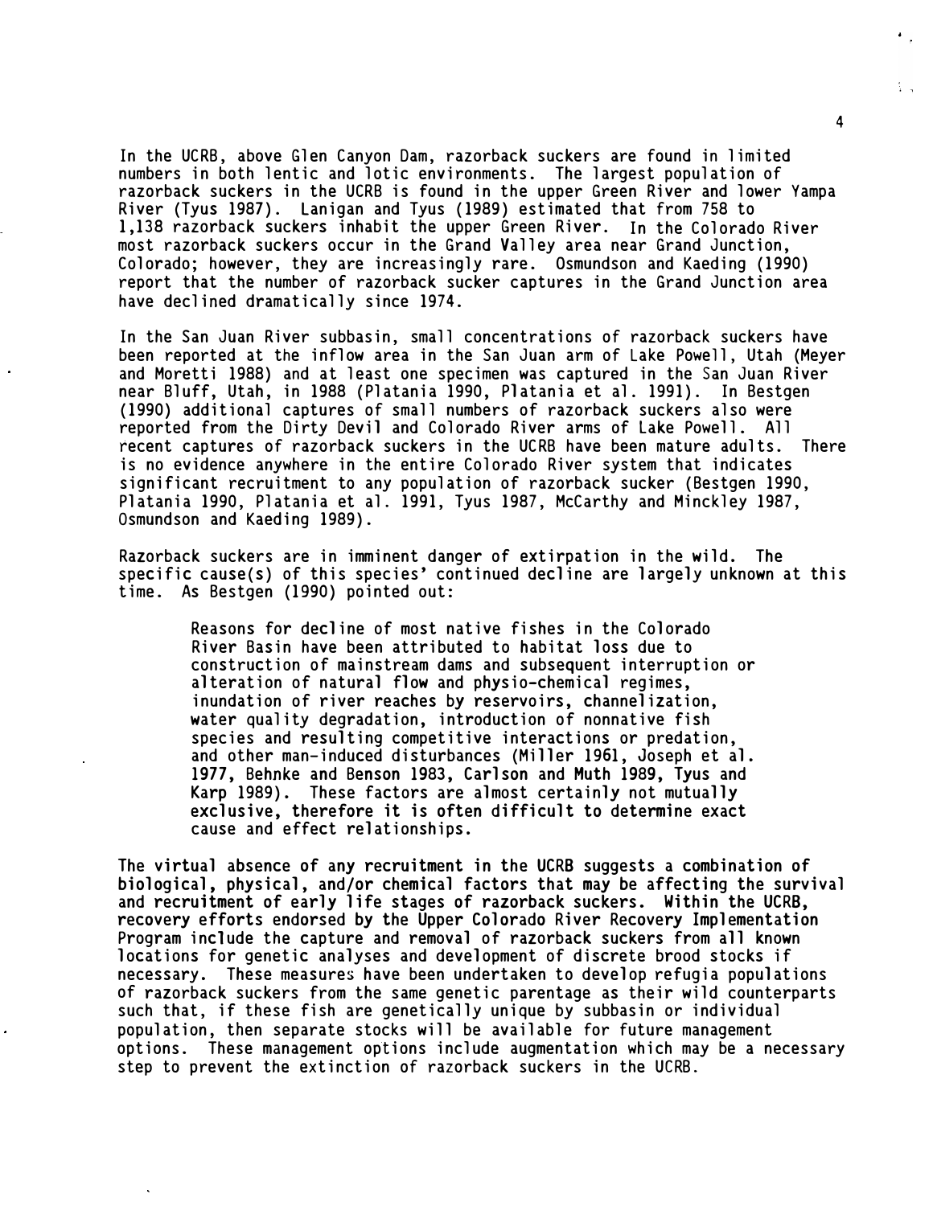In the UCRB, above Glen Canyon Dam, razorback suckers are found in limited numbers in both lentic and lotic environments. The largest population of razorback suckers in the UCRB is found in the upper Green River and lower Yampa River (Tyus 1987). Lanigan and Tyus (1989) estimated that from 758 to 1,138 razorback suckers inhabit the upper Green River. In the Colorado River most razorback suckers occur in the Grand Valley area near Grand Junction, Colorado; however, they are increasingly rare. Osmundson and Kaeding (1990) report that the number of razorback sucker captures in the Grand Junction area have declined dramatically since 1974.

In the San Juan River subbasin, small concentrations of razorback suckers have been reported at the inflow area in the San Juan arm of Lake Powell, Utah (Meyer and Moretti 1988) and at least one specimen was captured in the San Juan River near Bluff, Utah, in 1988 (Platania 1990, Platania et al. 1991). In Bestgen (1990) additional captures of small numbers of razorback suckers also were reported from the Dirty Devil and Colorado River arms of Lake Powell. All recent captures of razorback suckers in the UCRB have been mature adults. There is no evidence anywhere in the entire Colorado River system that indicates significant recruitment to any population of razorback sucker (Bestgen 1990, Platania 1990, Platania et al. 1991, Tyus 1987, McCarthy and Minckley 1987, Osmundson and Kaeding 1989).

Razorback suckers are in imminent danger of extirpation in the wild. The specific cause(s) of this species' continued decline are largely unknown at this time. As Bestgen (1990) pointed out:

> Reasons for decline of most native fishes in the Colorado River Basin have been attributed to habitat loss due to construction of mainstream dams and subsequent interruption or alteration of natural flow and physio-chemical regimes, inundation of river reaches by reservoirs, channelization, water quality degradation, introduction of nonnative fish species and resulting competitive interactions or predation, and other man-induced disturbances (Miller 1961, Joseph et al. 1977, Behnke and Benson 1983, Carlson and Muth 1989, Tyus and Karp 1989). These factors are almost certainly not mutually exclusive, therefore it is often difficult to determine exact cause and effect relationships.

The virtual absence of any recruitment in the UCRB suggests a combination of biological, physical, and/or chemical factors that may be affecting the survival and recruitment of early life stages of razorback suckers. Within the UCRB, recovery efforts endorsed by the Upper Colorado River Recovery Implementation Program include the capture and removal of razorback suckers from all known locations for genetic analyses and development of discrete brood stocks if necessary. These measures have been undertaken to develop refugia populations of razorback suckers from the same genetic parentage as their wild counterparts such that, if these fish are genetically unique by subbasin or individual population, then separate stocks will be available for future management options. These management options include augmentation which may be a necessary step to prevent the extinction of razorback suckers in the UCRB.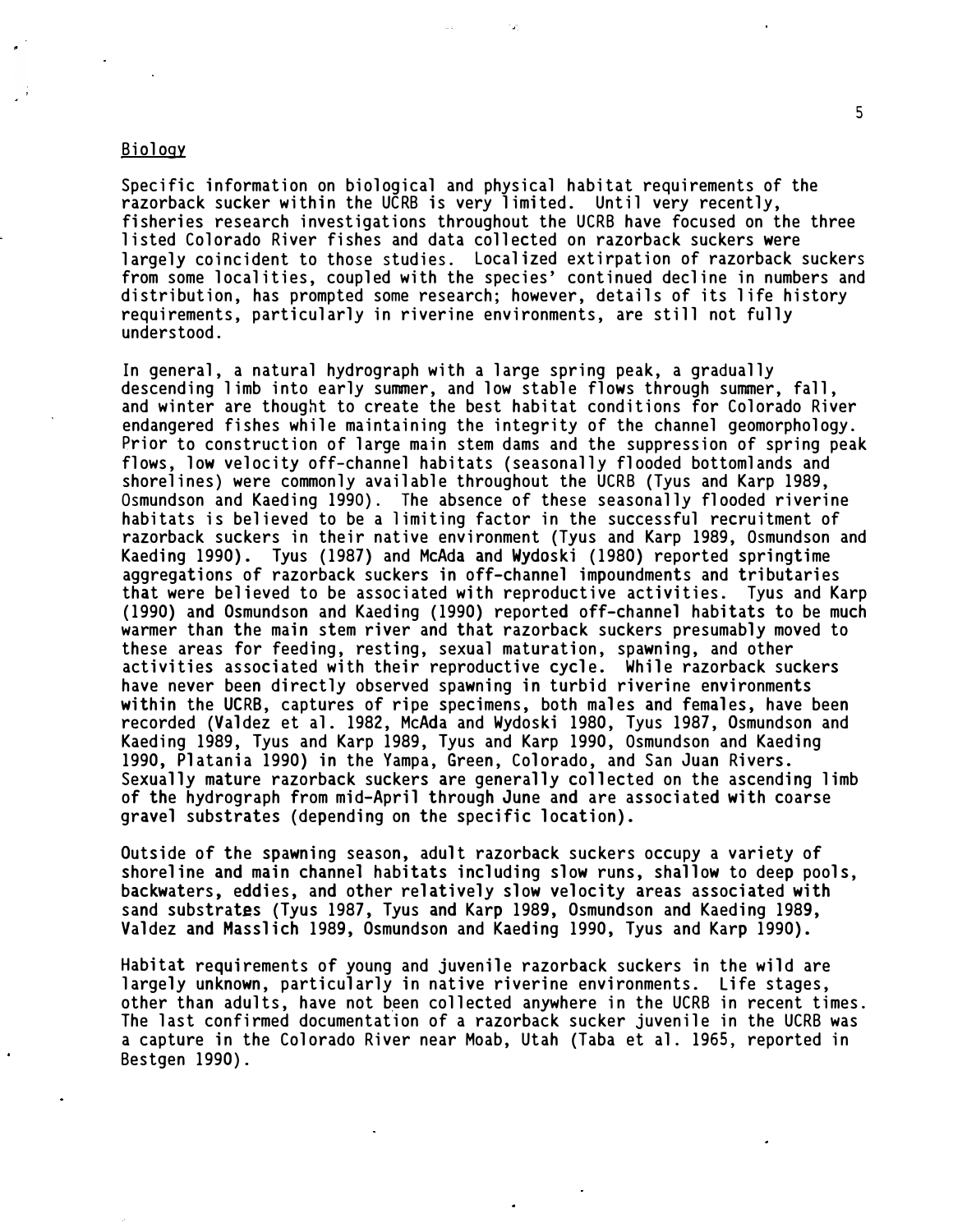## Biology

Specific information on biological and physical habitat requirements of the razorback sucker within the UCRB is very limited. Until very recently, fisheries research investigations throughout the UCRB have focused on the three listed Colorado River fishes and data collected on razorback suckers were largely coincident to those studies. Localized extirpation of razorback suckers from some localities, coupled with the species' continued decline in numbers and distribution, has prompted some research; however, details of its life history requirements, particularly in riverine environments, are still not fully understood.

In general, a natural hydrograph with a large spring peak, a gradually descending limb into early summer, and low stable flows through summer, fall, and winter are thought to create the best habitat conditions for Colorado River endangered fishes while maintaining the integrity of the channel geomorphology. Prior to construction of large main stem dams and the suppression of spring peak flows, low velocity off-channel habitats (seasonally flooded bottomlands and shorelines) were commonly available throughout the UCRB (Tyus and Karp 1989, Osmundson and Kaeding 1990). The absence of these seasonally flooded riverine habitats is believed to be a limiting factor in the successful recruitment of razorback suckers in their native environment (Tyus and Karp 1989, Osmundson and Kaeding 1990). Tyus (1987) and McAda and Wydoski (1980) reported springtime aggregations of razorback suckers in off-channel impoundments and tributaries that were believed to be associated with reproductive activities. Tyus and Karp (1990) and Osmundson and Kaeding (1990) reported off-channel habitats to be much warmer than the main stem river and that razorback suckers presumably moved to these areas for feeding, resting, sexual maturation, spawning, and other activities associated with their reproductive cycle. While razorback suckers have never been directly observed spawning in turbid riverine environments within the UCRB, captures of ripe specimens, both males and females, have been recorded (Valdez et al. 1982, McAda and Wydoski 1980, Tyus 1987, Osmundson and Kaeding 1989, Tyus and Karp 1989, Tyus and Karp 1990, Osmundson and Kaeding 1990, Platania 1990) in the Yampa, Green, Colorado, and San Juan Rivers. Sexually mature razorback suckers are generally collected on the ascending limb of the hydrograph from mid-April through June and are associated with coarse gravel substrates (depending on the specific location).

Outside of the spawning season, adult razorback suckers occupy a variety of shoreline and main channel habitats including slow runs, shallow to deep pools, backwaters, eddies, and other relatively slow velocity areas associated with sand substrates (Tyus 1987, Tyus and Karp 1989, Osmundson and Kaeding 1989, Valdez and Masslich 1989, Osmundson and Kaeding 1990, Tyus and Karp 1990).

Habitat requirements of young and juvenile razorback suckers in the wild are largely unknown, particularly in native riverine environments. Life stages, other than adults, have not been collected anywhere in the UCRB in recent times. The last confirmed documentation of a razorback sucker juvenile in the UCRB was a capture in the Colorado River near Moab, Utah (Taba et al. 1965, reported in Bestgen 1990).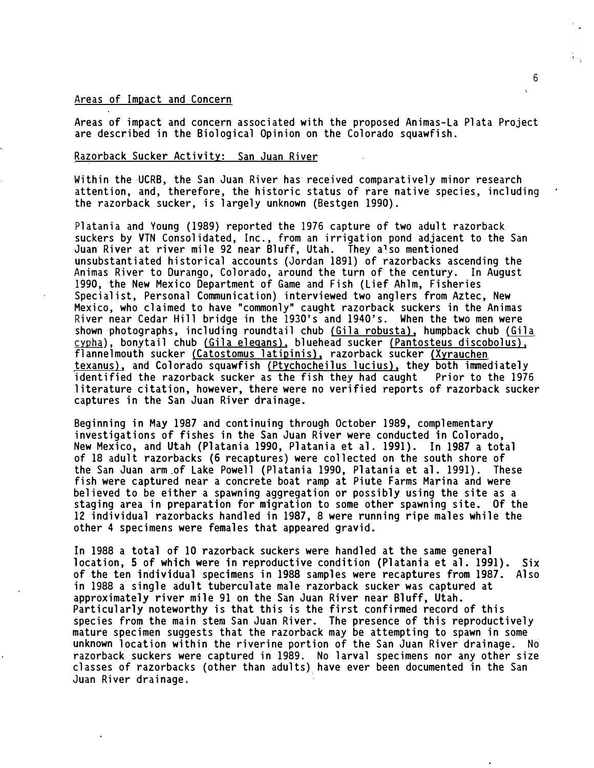## Areas of Impact and Concern

Areas of impact and concern associated with the proposed Animas-La Plata Project are described in the Biological Opinion on the Colorado squawfish.

## Razorback Sucker Activity: San Juan River

Within the UCRB, the San Juan River has received comparatively minor research attention, and, therefore, the historic status of rare native species, including the razorback sucker, is largely unknown (Bestgen 1990).

Platania and Young (1989) reported the 1976 capture of two adult razorback suckers by VTN Consolidated, Inc., from an irrigation pond adjacent to the San Juan River at river mile 92 near Bluff, Utah. They also mentioned unsubstantiated historical accounts (Jordan 1891) of razorbacks ascending the Animas River to Durango, Colorado, around the turn of the century. In August 1990, the New Mexico Department of Game and Fish (Lief Ahlm, Fisheries Specialist, Personal Communication) interviewed two anglers from Aztec, New Mexico, who claimed to have "commonly" caught razorback suckers in the Animas River near Cedar Hill bridge in the 1930's and 1940's. When the two men were shown photographs, including roundtail chub *(Gila robusta)*, humpback chub *(Gila cypha)*, bonytail chub *(Gila elegans)*, bluehead sucker *(Pantosteus discobolus)*, flannelmouth sucker *(Catostomus latipinis)*, razorback sucker *(Xyrauchen texanus)*, and Colorado squawfish *(Ptychocheilus lucius)*, they both immediately identified the razorback sucker as the fish they had caught Prior to the 1976 literature citation, however, there were no verified reports of razorback sucker captures in the San Juan River drainage.

Beginning in May 1987 and continuing through October 1989, complementary investigations of fishes in the San Juan River were conducted in Colorado, New Mexico, and Utah (Platania 1990, Platania et al. 1991). In 1987 a total of 18 adult razorbacks (6 recaptures) were collected on the south shore of the San Juan arm of Lake Powell (Platania 1990, Platania et al. 1991). These fish were captured near a concrete boat ramp at Piute Farms Marina and were believed to be either a spawning aggregation or possibly using the site as a staging area in preparation for migration to some other spawning site. Of the 12 individual razorbacks handled in 1987, 8 were running ripe males while the other 4 specimens were females that appeared gravid.

In 1988 a total of 10 razorback suckers were handled at the same general location, 5 of which were in reproductive condition (Platania et al. 1991). Six of the ten individual specimens in 1988 samples were recaptures from 1987. Also in 1988 a single adult tuberculate male razorback sucker was captured at approximately river mile 91 on the San Juan River near Bluff, Utah. Particularly noteworthy is that this is the first confirmed record of this species from the main stem San Juan River. The presence of this reproductively mature specimen suggests that the razorback may be attempting to spawn in some unknown location within the riverine portion of the San Juan River drainage. No razorback suckers were captured in 1989. No larval specimens nor any other size classes of razorbacks (other than adults) have ever been documented in the San Juan River drainage.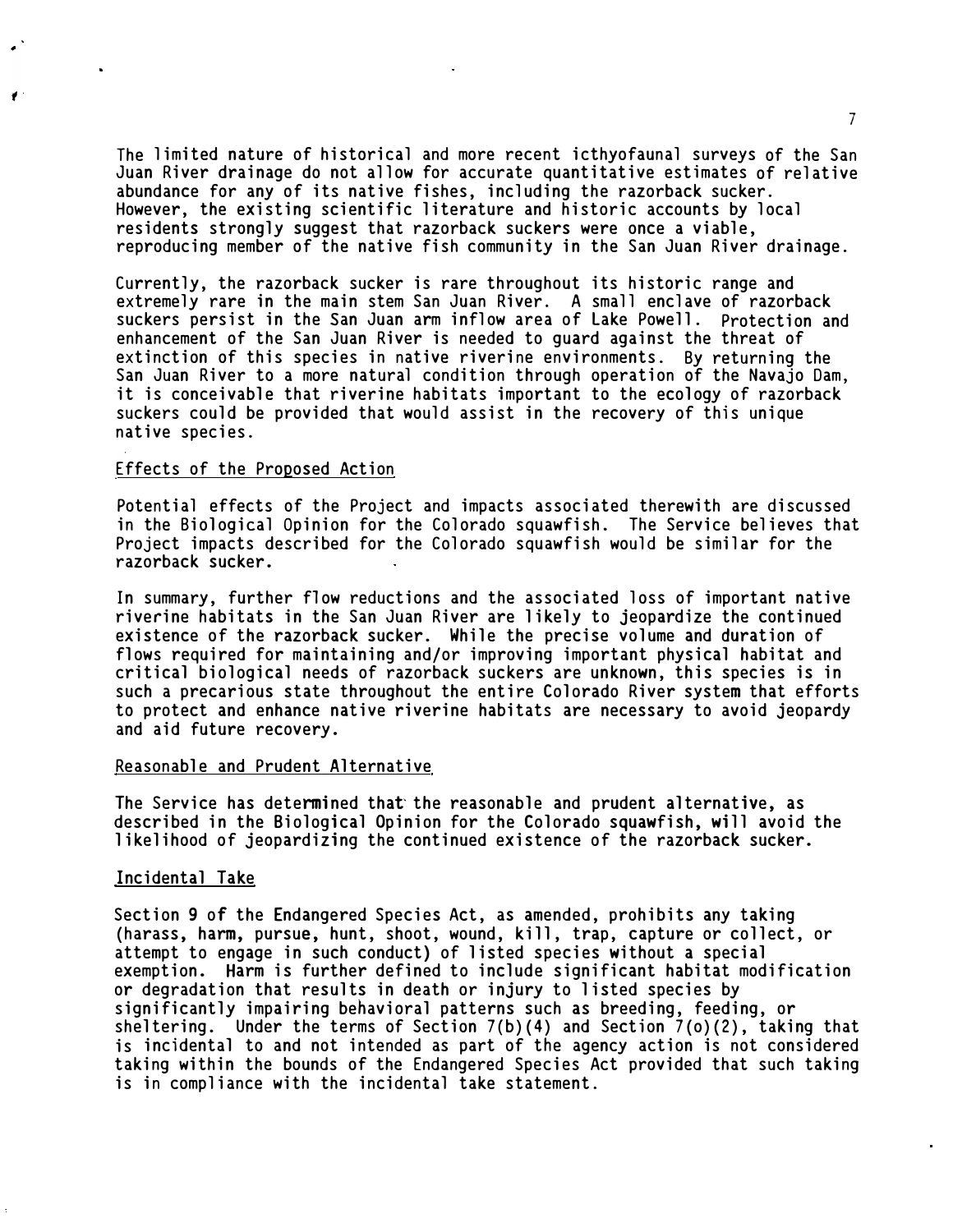The limited nature of historical and more recent icthyofaunal surveys of the San Juan River drainage do not allow for accurate quantitative estimates of relative abundance for any of its native fishes, including the razorback sucker. However, the existing scientific literature and historic accounts by local residents strongly suggest that razorback suckers were once a viable, reproducing member of the native fish community in the San Juan River drainage.

Currently, the razorback sucker is rare throughout its historic range and extremely rare in the main stem San Juan River. A small enclave of razorback suckers persist in the San Juan arm inflow area of Lake Powell. Protection and enhancement of the San Juan River is needed to guard against the threat of extinction of this species in native riverine environments. By returning the San Juan River to a more natural condition through operation of the Navajo Dam, it is conceivable that riverine habitats important to the ecology of razorback suckers could be provided that would assist in the recovery of this unique native species.

## Effects of the Proposed Action

Potential effects of the Project and impacts associated therewith are discussed in the Biological Opinion for the Colorado squawfish. The Service believes that Project impacts described for the Colorado squawfish would be similar for the razorback sucker.

In summary, further flow reductions and the associated loss of important native riverine habitats in the San Juan River are likely to jeopardize the continued existence of the razorback sucker. While the precise volume and duration of flows required for maintaining and/or improving important physical habitat and critical biological needs of razorback suckers are unknown, this species is in such a precarious state throughout the entire Colorado River system that efforts to protect and enhance native riverine habitats are necessary to avoid jeopardy and aid future recovery.

## Reasonable and Prudent Alternative

The Service has determined that the reasonable and prudent alternative, as described in the Biological Opinion for the Colorado squawfish, will avoid the likelihood of jeopardizing the continued existence of the razorback sucker.

## Incidental Take

Section 9 of the Endangered Species Act, as amended, prohibits any taking (harass, harm, pursue, hunt, shoot, wound, kill, trap, capture or collect, or attempt to engage in such conduct) of listed species without a special exemption. Harm is further defined to include significant habitat modification or degradation that results in death or injury to listed species by significantly impairing behavioral patterns such as breeding, feeding, or sheltering. Under the terms of Section 7(b)(4) and Section 7(o)(2), taking that is incidental to and not intended as part of the agency action is not considered taking within the bounds of the Endangered Species Act provided that such taking is in compliance with the incidental take statement.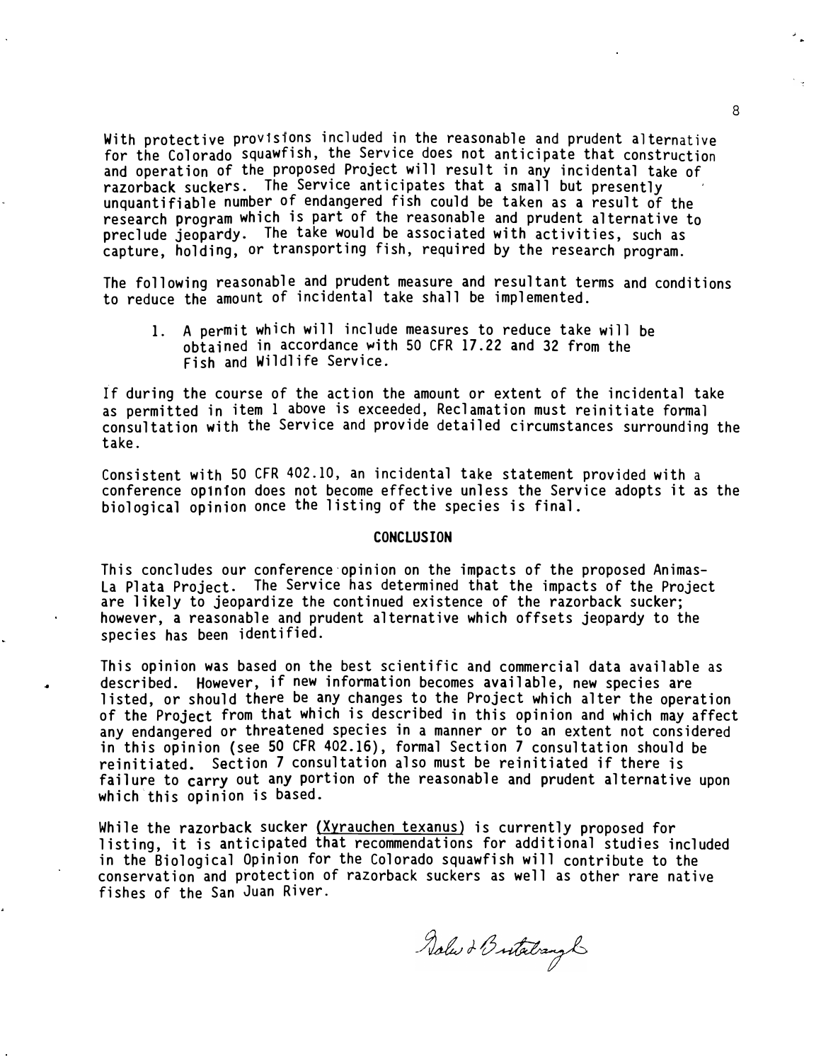With protective provisions included in the reasonable and prudent alternative for the Colorado squawfish, the Service does not anticipate that construction and operation of the proposed Project will result in any incidental take of razorback suckers. The Service anticipates that a small but presently unquantifiable number of endangered fish could be taken as a result of the research program which is part of the reasonable and prudent alternative to preclude jeopardy. The take would be associated with activities, such as capture, holding, or transporting fish, required by the research program.

The following reasonable and prudent measure and resultant terms and conditions to reduce the amount of incidental take shall be implemented.

1. A permit which will include measures to reduce take will be obtained in accordance with 50 CFR 17.22 and 32 from the Fish and Wildlife Service.

If during the course of the action the amount or extent of the incidental take as permitted in item 1 above is exceeded, Reclamation must reinitiate formal consultation with the Service and provide detailed circumstances surrounding the take.

Consistent with 50 CFR 402.10, an incidental take statement provided with a conference opinion does not become effective unless the Service adopts it as the biological opinion once the listing of the species is final.

## CONCLUSION

This concludes our conference opinion on the impacts of the proposed Animas-La Plata Project. The Service has determined that the impacts of the Project are likely to jeopardize the continued existence of the razorback sucker; however, a reasonable and prudent alternative which offsets jeopardy to the species has been identified.

This opinion was based on the best scientific and commercial data available as described. However, if new information becomes available, new species are listed, or should there be any changes to the Project which alter the operation of the Project from that which is described in this opinion and which may affect any endangered or threatened species in a manner or to an extent not considered in this opinion (see 50 CFR 402.16), formal Section 7 consultation should be reinitiated. Section 7 consultation also must be reinitiated if there is failure to carry out any portion of the reasonable and prudent alternative upon which this opinion is based.

While the razorback sucker (*Xyrauchen texanus*) is currently proposed for listing, it is anticipated that recommendations for additional studies included in the Biological Opinion for the Colorado squawfish will contribute to the conservation and protection of razorback suckers as well as other rare native fishes of the San Juan River.

Dale L Buterbaugh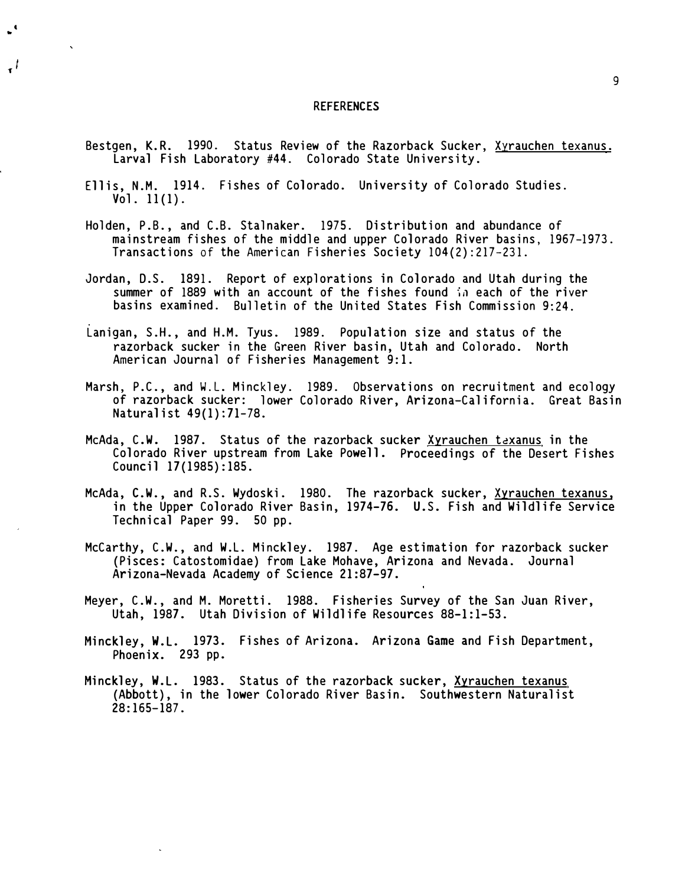## REFERENCES

Bestgen, K.R. 1990. Status Review of the Razorback Sucker, *Xyrauchen texanus*. Larval Fish Laboratory #44. Colorado State University.

Ellis, N.M. 1914. Fishes of Colorado. University of Colorado Studies. Vol. 11(1).

Holden, P.B., and C.B. Stalnaker. 1975. Distribution and abundance of mainstream fishes of the middle and upper Colorado River basins, 1967-1973. Transactions of the American Fisheries Society 104(2):217-231.

Jordan, D.S. 1891. Report of explorations in Colorado and Utah during the summer of 1889 with an account of the fishes found in each of the river basins examined. Bulletin of the United States Fish Commission 9:24.

Lanigan, S.H., and H.M. Tyus. 1989. Population size and status of the razorback sucker in the Green River basin, Utah and Colorado. North American Journal of Fisheries Management 9:1.

Marsh, P.C., and W.L. Minckley. 1989. Observations on recruitment and ecology of razorback sucker: lower Colorado River, Arizona-California. Great Basin Naturalist 49(1):71-78.

McAda, C.W. 1987. Status of the razorback sucker *Xyrauchen texanus* in the Colorado River upstream from Lake Powell. Proceedings of the Desert Fishes Council 17(1985):185.

McAda, C.W., and R.S. Wydoski. 1980. The razorback sucker, *Xyrauchen texanus*, in the Upper Colorado River Basin, 1974-76. U.S. Fish and Wildlife Service Technical Paper 99. 50 pp.

McCarthy, C.W., and W.L. Minckley. 1987. Age estimation for razorback sucker (Pisces: Catostomidae) from Lake Mohave, Arizona and Nevada. Journal Arizona-Nevada Academy of Science 21:87-97.

Meyer, C.W., and M. Moretti. 1988. Fisheries Survey of the San Juan River, Utah, 1987. Utah Division of Wildlife Resources 88-1:1-53.

Minckley, W.L. 1973. Fishes of Arizona. Arizona Game and Fish Department, Phoenix. 293 pp.

Minckley, W.L. 1983. Status of the razorback sucker, *Xyrauchen texanus* (Abbott), in the lower Colorado River Basin. Southwestern Naturalist 28:165-187.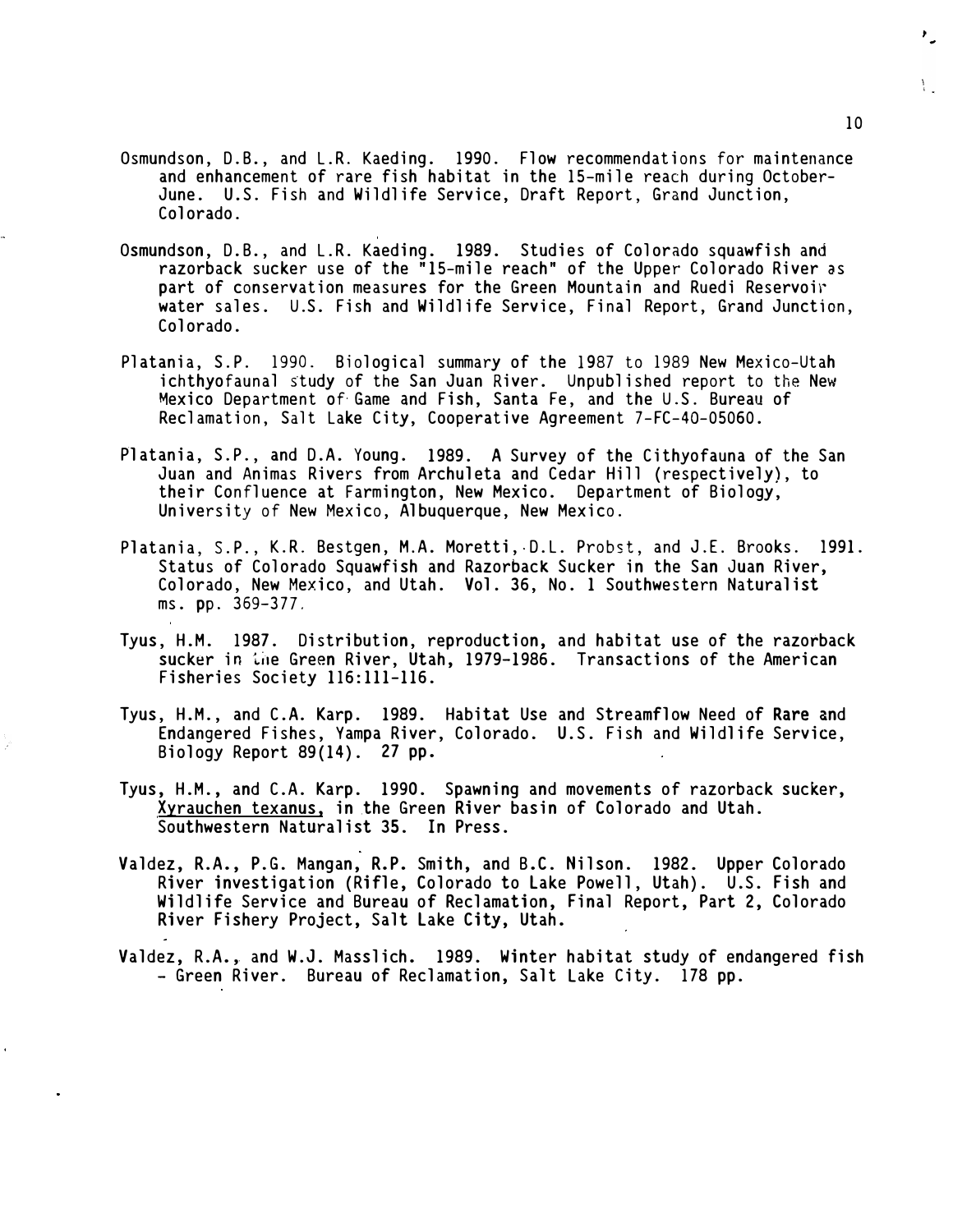Osmundson, D.B., and L.R. Kaeding. 1990. Flow recommendations for maintenance and enhancement of rare fish habitat in the 15-mile reach during October-June. U.S. Fish and Wildlife Service, Draft Report, Grand Junction, Colorado.

Osmundson, D.B., and L.R. Kaeding. 1989. Studies of Colorado squawfish and razorback sucker use of the "15-mile reach" of the Upper Colorado River as part of conservation measures for the Green Mountain and Ruedi Reservoir water sales. U.S. Fish and Wildlife Service, Final Report, Grand Junction, Colorado.

Platania, S.P. 1990. Biological summary of the 1987 to 1989 New Mexico-Utah ichthyofaunal study of the San Juan River. Unpublished report to the New Mexico Department of Game and Fish, Santa Fe, and the U.S. Bureau of Reclamation, Salt Lake City, Cooperative Agreement 7-FC-40-05060.

Platania, S.P., and D.A. Young. 1989. A Survey of the Cithyofauna of the San Juan and Animas Rivers from Archuleta and Cedar Hill (respectively), to their Confluence at Farmington, New Mexico. Department of Biology, University of New Mexico, Albuquerque, New Mexico.

Platania, S.P., K.R. Bestgen, M.A. Moretti, D.L. Probst, and J.E. Brooks. 1991. Status of Colorado Squawfish and Razorback Sucker in the San Juan River, Colorado, New Mexico, and Utah. Vol. 36, No. 1 Southwestern Naturalist ms. pp. 369-377.

Tyus, H.M. 1987. Distribution, reproduction, and habitat use of the razorback sucker in the Green River, Utah, 1979-1986. Transactions of the American Fisheries Society 116:111-116.

Tyus, H.M., and C.A. Karp. 1989. Habitat Use and Streamflow Need of Rare and Endangered Fishes, Yampa River, Colorado. U.S. Fish and Wildlife Service, Biology Report 89(14). 27 pp.

Tyus, H.M., and C.A. Karp. 1990. Spawning and movements of razorback sucker, Xyrauchen texanus, in the Green River basin of Colorado and Utah. Southwestern Naturalist 35. In Press.

Valdez, R.A., P.G. Mangan, R.P. Smith, and B.C. Nilson. 1982. Upper Colorado River investigation (Rifle, Colorado to Lake Powell, Utah). U.S. Fish and Wildlife Service and Bureau of Reclamation, Final Report, Part 2, Colorado River Fishery Project, Salt Lake City, Utah.

Valdez, R.A., and W.J. Masslich. 1989. Winter habitat study of endangered fish - Green River. Bureau of Reclamation, Salt Lake City. 178 pp.